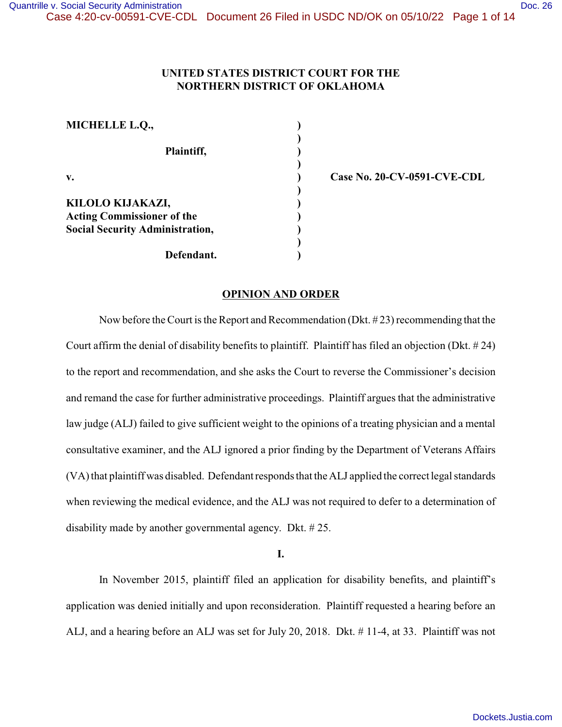**UNITED STATES DISTRICT COURT FOR THE NORTHERN DISTRICT OF OKLAHOMA**

| | | |
|---|---|---|
| **MICHELLE L.Q.,** | ) | |
| | ) | |
| **Plaintiff,** | ) | |
| | ) | |
| **v.** | ) | **Case No. 20-CV-0591-CVE-CDL** |
| | ) | |
| **KILOLO KIJAKAZI, Acting Commissioner of the Social Security Administration,** | ) | |
| | ) | |
| **Defendant.** | ) | |

## OPINION AND ORDER

Now before the Court is the Report and Recommendation (Dkt. # 23) recommending that the Court affirm the denial of disability benefits to plaintiff. Plaintiff has filed an objection (Dkt. # 24) to the report and recommendation, and she asks the Court to reverse the Commissioner's decision and remand the case for further administrative proceedings. Plaintiff argues that the administrative law judge (ALJ) failed to give sufficient weight to the opinions of a treating physician and a mental consultative examiner, and the ALJ ignored a prior finding by the Department of Veterans Affairs (VA) that plaintiff was disabled. Defendant responds that the ALJ applied the correct legal standards when reviewing the medical evidence, and the ALJ was not required to defer to a determination of disability made by another governmental agency. Dkt. # 25.

**I.**

In November 2015, plaintiff filed an application for disability benefits, and plaintiff's application was denied initially and upon reconsideration. Plaintiff requested a hearing before an ALJ, and a hearing before an ALJ was set for July 20, 2018. Dkt. # 11-4, at 33. Plaintiff was not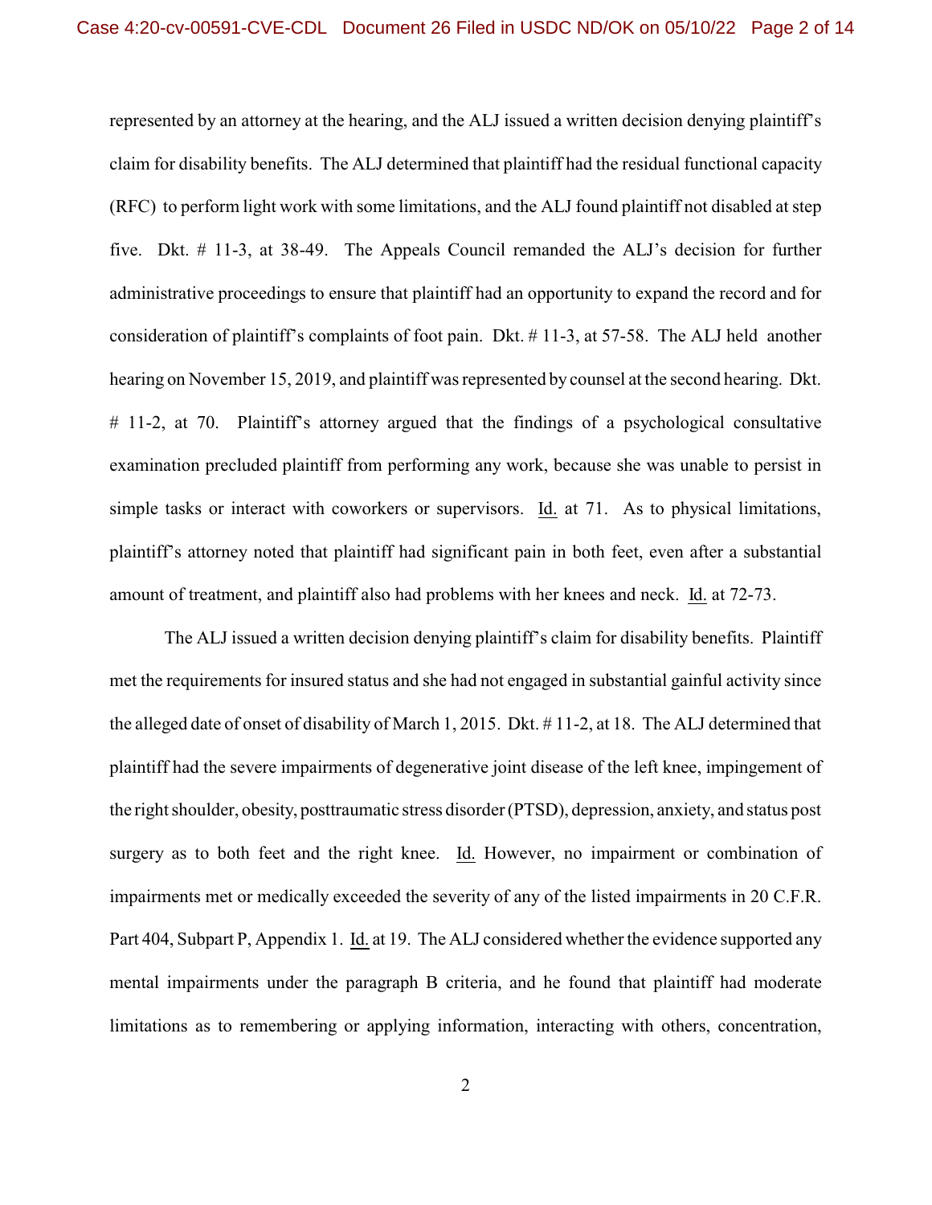represented by an attorney at the hearing, and the ALJ issued a written decision denying plaintiff's claim for disability benefits. The ALJ determined that plaintiff had the residual functional capacity (RFC) to perform light work with some limitations, and the ALJ found plaintiff not disabled at step five. Dkt. # 11-3, at 38-49. The Appeals Council remanded the ALJ's decision for further administrative proceedings to ensure that plaintiff had an opportunity to expand the record and for consideration of plaintiff's complaints of foot pain. Dkt. # 11-3, at 57-58. The ALJ held another hearing on November 15, 2019, and plaintiff was represented by counsel at the second hearing. Dkt. # 11-2, at 70. Plaintiff's attorney argued that the findings of a psychological consultative examination precluded plaintiff from performing any work, because she was unable to persist in simple tasks or interact with coworkers or supervisors. Id. at 71. As to physical limitations, plaintiff's attorney noted that plaintiff had significant pain in both feet, even after a substantial amount of treatment, and plaintiff also had problems with her knees and neck. Id. at 72-73.

The ALJ issued a written decision denying plaintiff's claim for disability benefits. Plaintiff met the requirements for insured status and she had not engaged in substantial gainful activity since the alleged date of onset of disability of March 1, 2015. Dkt. # 11-2, at 18. The ALJ determined that plaintiff had the severe impairments of degenerative joint disease of the left knee, impingement of the right shoulder, obesity, posttraumatic stress disorder (PTSD), depression, anxiety, and status post surgery as to both feet and the right knee. Id. However, no impairment or combination of impairments met or medically exceeded the severity of any of the listed impairments in 20 C.F.R. Part 404, Subpart P, Appendix 1. Id. at 19. The ALJ considered whether the evidence supported any mental impairments under the paragraph B criteria, and he found that plaintiff had moderate limitations as to remembering or applying information, interacting with others, concentration,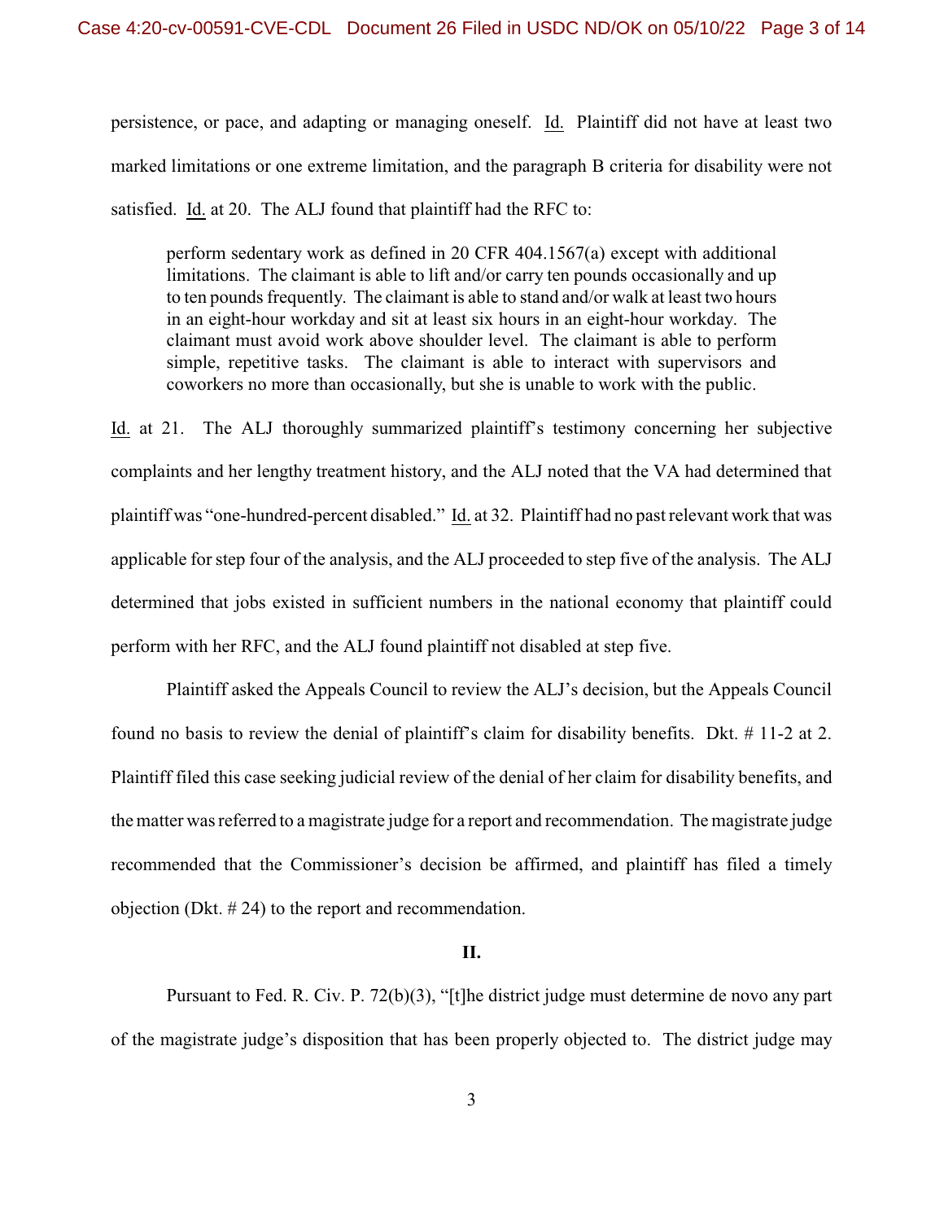persistence, or pace, and adapting or managing oneself. Id. Plaintiff did not have at least two marked limitations or one extreme limitation, and the paragraph B criteria for disability were not satisfied. Id. at 20. The ALJ found that plaintiff had the RFC to:

> perform sedentary work as defined in 20 CFR 404.1567(a) except with additional limitations. The claimant is able to lift and/or carry ten pounds occasionally and up to ten pounds frequently. The claimant is able to stand and/or walk at least two hours in an eight-hour workday and sit at least six hours in an eight-hour workday. The claimant must avoid work above shoulder level. The claimant is able to perform simple, repetitive tasks. The claimant is able to interact with supervisors and coworkers no more than occasionally, but she is unable to work with the public.

Id. at 21. The ALJ thoroughly summarized plaintiff's testimony concerning her subjective complaints and her lengthy treatment history, and the ALJ noted that the VA had determined that plaintiff was "one-hundred-percent disabled." Id. at 32. Plaintiff had no past relevant work that was applicable for step four of the analysis, and the ALJ proceeded to step five of the analysis. The ALJ determined that jobs existed in sufficient numbers in the national economy that plaintiff could perform with her RFC, and the ALJ found plaintiff not disabled at step five.

Plaintiff asked the Appeals Council to review the ALJ's decision, but the Appeals Council found no basis to review the denial of plaintiff's claim for disability benefits. Dkt. # 11-2 at 2. Plaintiff filed this case seeking judicial review of the denial of her claim for disability benefits, and the matter was referred to a magistrate judge for a report and recommendation. The magistrate judge recommended that the Commissioner's decision be affirmed, and plaintiff has filed a timely objection (Dkt. # 24) to the report and recommendation.

## II.

Pursuant to Fed. R. Civ. P. 72(b)(3), "[t]he district judge must determine de novo any part of the magistrate judge's disposition that has been properly objected to. The district judge may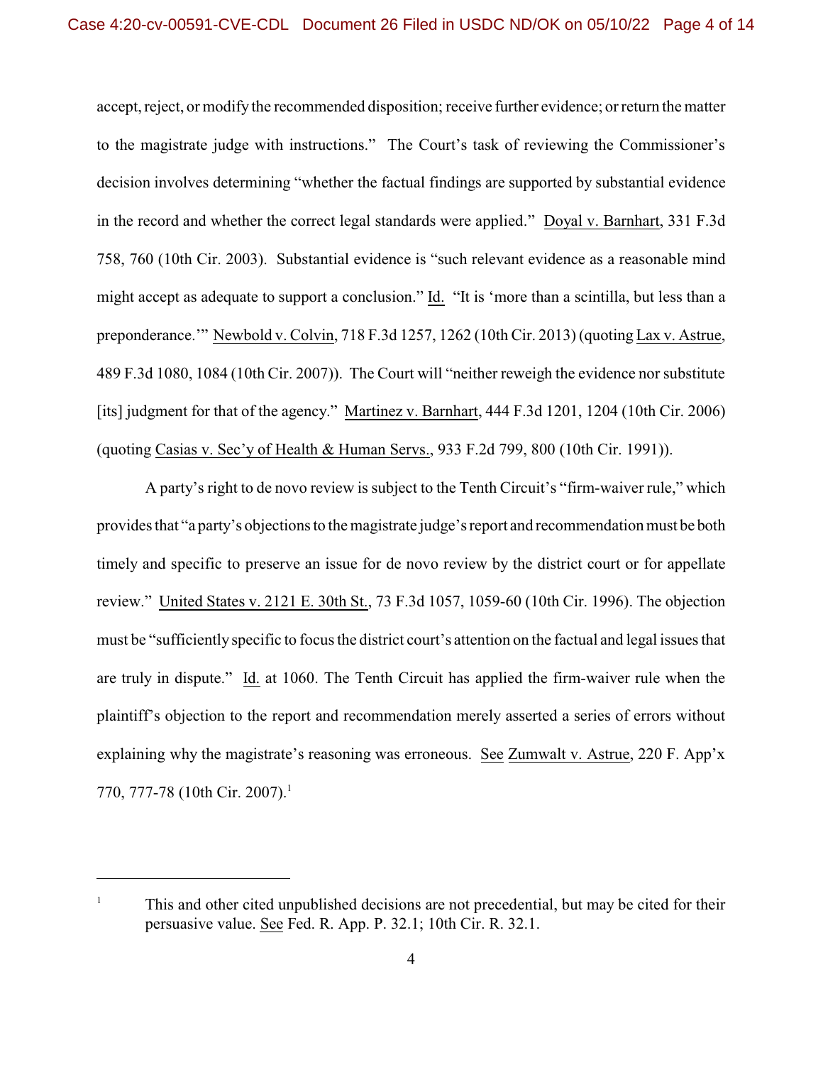accept, reject, or modify the recommended disposition; receive further evidence; or return the matter to the magistrate judge with instructions." The Court's task of reviewing the Commissioner's decision involves determining "whether the factual findings are supported by substantial evidence in the record and whether the correct legal standards were applied." Doyal v. Barnhart, 331 F.3d 758, 760 (10th Cir. 2003). Substantial evidence is "such relevant evidence as a reasonable mind might accept as adequate to support a conclusion." Id. "It is 'more than a scintilla, but less than a preponderance.'" Newbold v. Colvin, 718 F.3d 1257, 1262 (10th Cir. 2013) (quoting Lax v. Astrue, 489 F.3d 1080, 1084 (10th Cir. 2007)). The Court will "neither reweigh the evidence nor substitute [its] judgment for that of the agency." Martinez v. Barnhart, 444 F.3d 1201, 1204 (10th Cir. 2006) (quoting Casias v. Sec'y of Health & Human Servs., 933 F.2d 799, 800 (10th Cir. 1991)).

A party's right to de novo review is subject to the Tenth Circuit's "firm-waiver rule," which provides that "a party's objections to the magistrate judge's report and recommendation must be both timely and specific to preserve an issue for de novo review by the district court or for appellate review." United States v. 2121 E. 30th St., 73 F.3d 1057, 1059-60 (10th Cir. 1996). The objection must be "sufficiently specific to focus the district court's attention on the factual and legal issues that are truly in dispute." Id. at 1060. The Tenth Circuit has applied the firm-waiver rule when the plaintiff's objection to the report and recommendation merely asserted a series of errors without explaining why the magistrate's reasoning was erroneous. See Zumwalt v. Astrue, 220 F. App'x 770, 777-78 (10th Cir. 2007).[1]

---

[1] This and other cited unpublished decisions are not precedential, but may be cited for their persuasive value. See Fed. R. App. P. 32.1; 10th Cir. R. 32.1.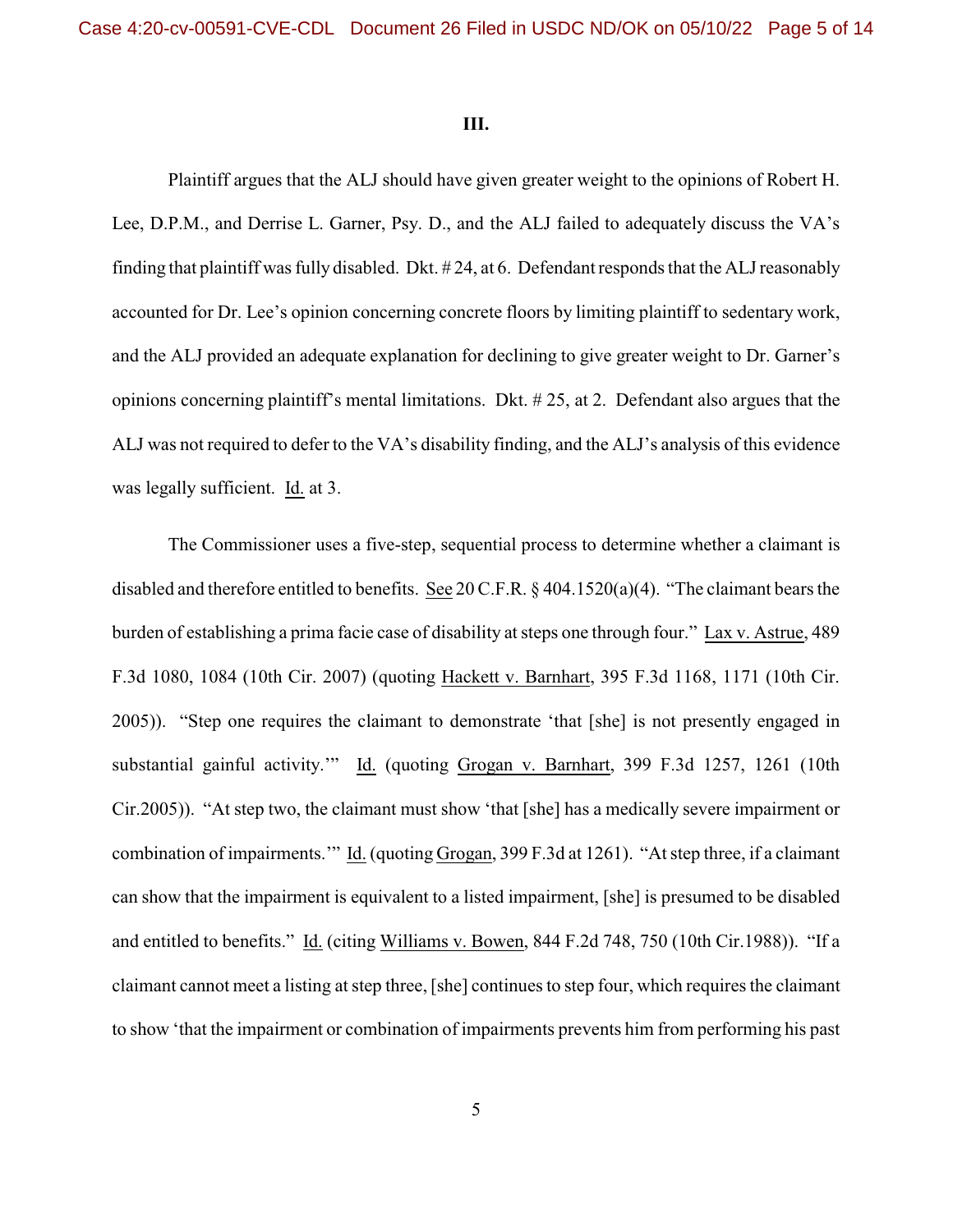### III.

Plaintiff argues that the ALJ should have given greater weight to the opinions of Robert H. Lee, D.P.M., and Derrise L. Garner, Psy. D., and the ALJ failed to adequately discuss the VA's finding that plaintiff was fully disabled. Dkt. # 24, at 6. Defendant responds that the ALJ reasonably accounted for Dr. Lee's opinion concerning concrete floors by limiting plaintiff to sedentary work, and the ALJ provided an adequate explanation for declining to give greater weight to Dr. Garner's opinions concerning plaintiff's mental limitations. Dkt. # 25, at 2. Defendant also argues that the ALJ was not required to defer to the VA's disability finding, and the ALJ's analysis of this evidence was legally sufficient. Id. at 3.

The Commissioner uses a five-step, sequential process to determine whether a claimant is disabled and therefore entitled to benefits. See 20 C.F.R. § 404.1520(a)(4). "The claimant bears the burden of establishing a prima facie case of disability at steps one through four." Lax v. Astrue, 489 F.3d 1080, 1084 (10th Cir. 2007) (quoting Hackett v. Barnhart, 395 F.3d 1168, 1171 (10th Cir. 2005)). "Step one requires the claimant to demonstrate 'that [she] is not presently engaged in substantial gainful activity.'" Id. (quoting Grogan v. Barnhart, 399 F.3d 1257, 1261 (10th Cir.2005)). "At step two, the claimant must show 'that [she] has a medically severe impairment or combination of impairments.'" Id. (quoting Grogan, 399 F.3d at 1261). "At step three, if a claimant can show that the impairment is equivalent to a listed impairment, [she] is presumed to be disabled and entitled to benefits." Id. (citing Williams v. Bowen, 844 F.2d 748, 750 (10th Cir.1988)). "If a claimant cannot meet a listing at step three, [she] continues to step four, which requires the claimant to show 'that the impairment or combination of impairments prevents him from performing his past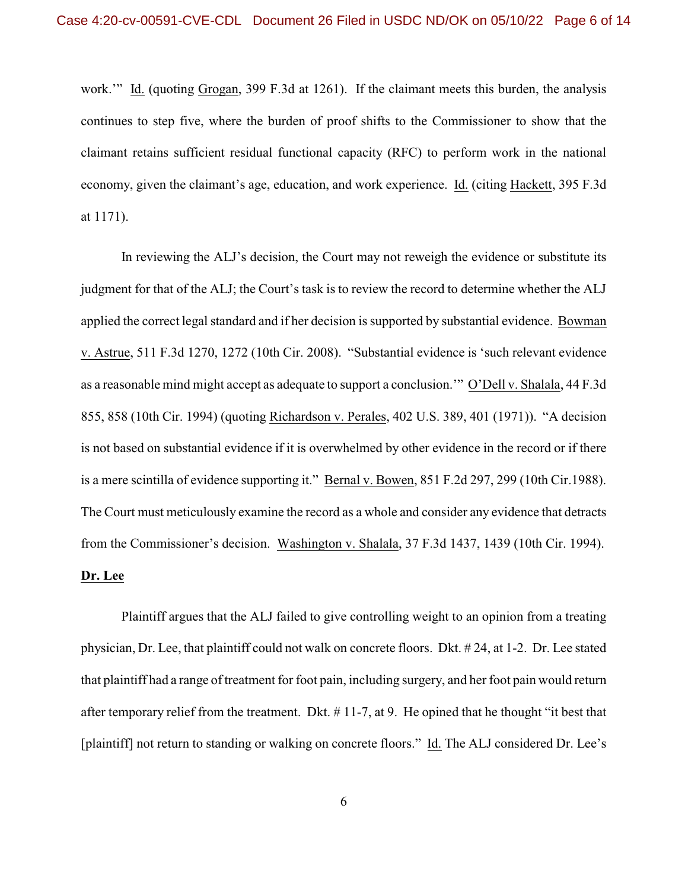work.'" Id. (quoting Grogan, 399 F.3d at 1261). If the claimant meets this burden, the analysis continues to step five, where the burden of proof shifts to the Commissioner to show that the claimant retains sufficient residual functional capacity (RFC) to perform work in the national economy, given the claimant's age, education, and work experience. Id. (citing Hackett, 395 F.3d at 1171).

In reviewing the ALJ's decision, the Court may not reweigh the evidence or substitute its judgment for that of the ALJ; the Court's task is to review the record to determine whether the ALJ applied the correct legal standard and if her decision is supported by substantial evidence. Bowman v. Astrue, 511 F.3d 1270, 1272 (10th Cir. 2008). "Substantial evidence is 'such relevant evidence as a reasonable mind might accept as adequate to support a conclusion.'" O'Dell v. Shalala, 44 F.3d 855, 858 (10th Cir. 1994) (quoting Richardson v. Perales, 402 U.S. 389, 401 (1971)). "A decision is not based on substantial evidence if it is overwhelmed by other evidence in the record or if there is a mere scintilla of evidence supporting it." Bernal v. Bowen, 851 F.2d 297, 299 (10th Cir.1988). The Court must meticulously examine the record as a whole and consider any evidence that detracts from the Commissioner's decision. Washington v. Shalala, 37 F.3d 1437, 1439 (10th Cir. 1994).

**Dr. Lee**

Plaintiff argues that the ALJ failed to give controlling weight to an opinion from a treating physician, Dr. Lee, that plaintiff could not walk on concrete floors. Dkt. # 24, at 1-2. Dr. Lee stated that plaintiff had a range of treatment for foot pain, including surgery, and her foot pain would return after temporary relief from the treatment. Dkt. # 11-7, at 9. He opined that he thought "it best that [plaintiff] not return to standing or walking on concrete floors." Id. The ALJ considered Dr. Lee's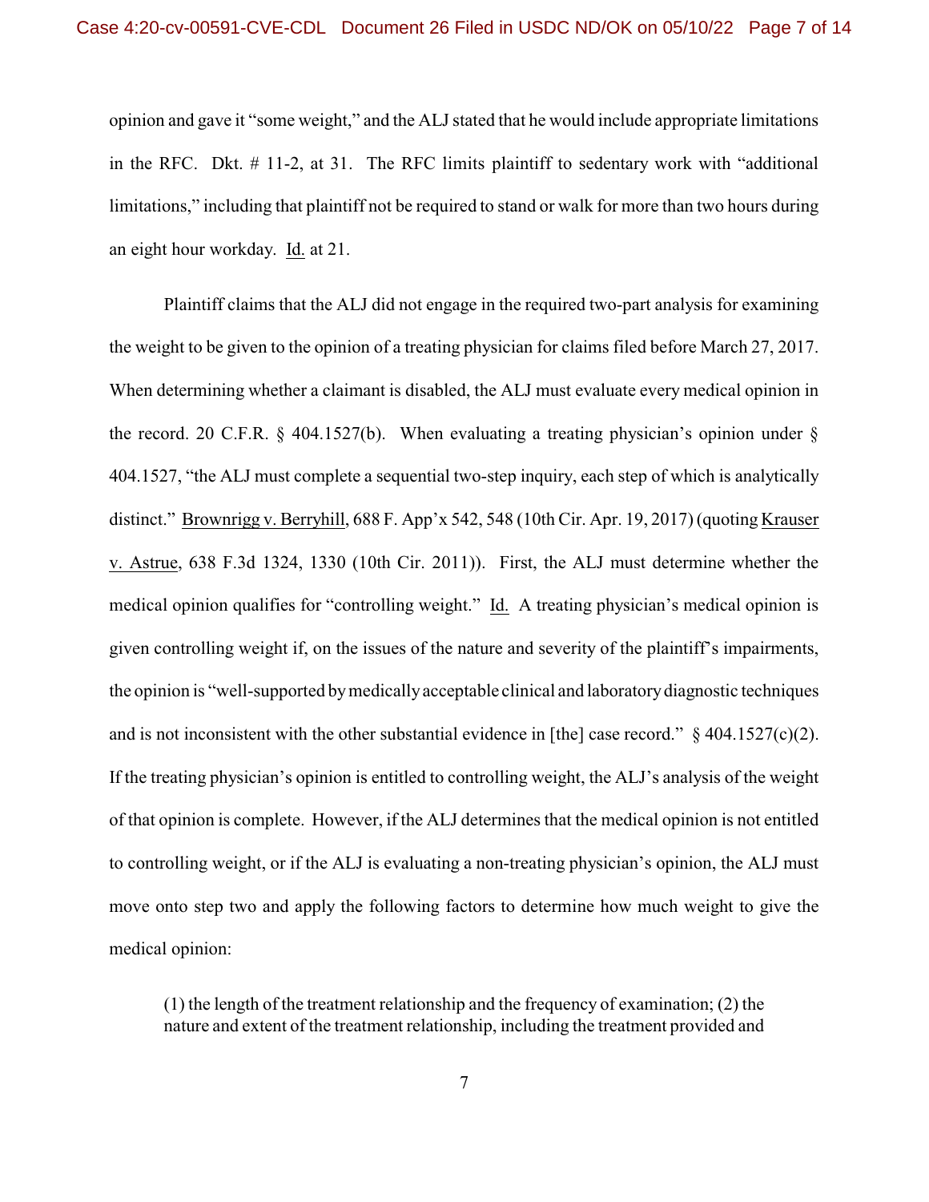opinion and gave it "some weight," and the ALJ stated that he would include appropriate limitations in the RFC. Dkt. # 11-2, at 31. The RFC limits plaintiff to sedentary work with "additional limitations," including that plaintiff not be required to stand or walk for more than two hours during an eight hour workday. Id. at 21.

Plaintiff claims that the ALJ did not engage in the required two-part analysis for examining the weight to be given to the opinion of a treating physician for claims filed before March 27, 2017. When determining whether a claimant is disabled, the ALJ must evaluate every medical opinion in the record. 20 C.F.R. § 404.1527(b). When evaluating a treating physician's opinion under § 404.1527, "the ALJ must complete a sequential two-step inquiry, each step of which is analytically distinct." Brownrigg v. Berryhill, 688 F. App'x 542, 548 (10th Cir. Apr. 19, 2017) (quoting Krauser v. Astrue, 638 F.3d 1324, 1330 (10th Cir. 2011)). First, the ALJ must determine whether the medical opinion qualifies for "controlling weight." Id. A treating physician's medical opinion is given controlling weight if, on the issues of the nature and severity of the plaintiff's impairments, the opinion is "well-supported by medically acceptable clinical and laboratory diagnostic techniques and is not inconsistent with the other substantial evidence in [the] case record." § 404.1527(c)(2). If the treating physician's opinion is entitled to controlling weight, the ALJ's analysis of the weight of that opinion is complete. However, if the ALJ determines that the medical opinion is not entitled to controlling weight, or if the ALJ is evaluating a non-treating physician's opinion, the ALJ must move onto step two and apply the following factors to determine how much weight to give the medical opinion:

> (1) the length of the treatment relationship and the frequency of examination; (2) the nature and extent of the treatment relationship, including the treatment provided and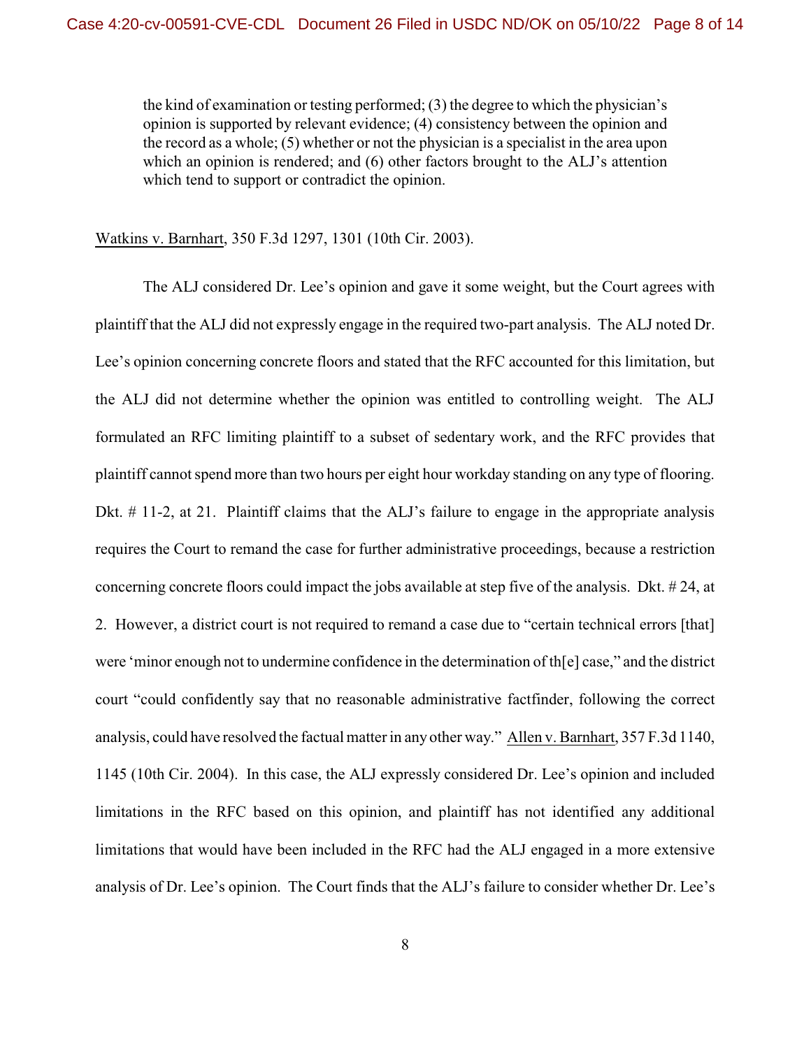> the kind of examination or testing performed; (3) the degree to which the physician's opinion is supported by relevant evidence; (4) consistency between the opinion and the record as a whole; (5) whether or not the physician is a specialist in the area upon which an opinion is rendered; and (6) other factors brought to the ALJ's attention which tend to support or contradict the opinion.

Watkins v. Barnhart, 350 F.3d 1297, 1301 (10th Cir. 2003).

The ALJ considered Dr. Lee's opinion and gave it some weight, but the Court agrees with plaintiff that the ALJ did not expressly engage in the required two-part analysis. The ALJ noted Dr. Lee's opinion concerning concrete floors and stated that the RFC accounted for this limitation, but the ALJ did not determine whether the opinion was entitled to controlling weight. The ALJ formulated an RFC limiting plaintiff to a subset of sedentary work, and the RFC provides that plaintiff cannot spend more than two hours per eight hour workday standing on any type of flooring. Dkt. # 11-2, at 21. Plaintiff claims that the ALJ's failure to engage in the appropriate analysis requires the Court to remand the case for further administrative proceedings, because a restriction concerning concrete floors could impact the jobs available at step five of the analysis. Dkt. # 24, at 2. However, a district court is not required to remand a case due to "certain technical errors [that] were 'minor enough not to undermine confidence in the determination of th[e] case," and the district court "could confidently say that no reasonable administrative factfinder, following the correct analysis, could have resolved the factual matter in any other way." Allen v. Barnhart, 357 F.3d 1140, 1145 (10th Cir. 2004). In this case, the ALJ expressly considered Dr. Lee's opinion and included limitations in the RFC based on this opinion, and plaintiff has not identified any additional limitations that would have been included in the RFC had the ALJ engaged in a more extensive analysis of Dr. Lee's opinion. The Court finds that the ALJ's failure to consider whether Dr. Lee's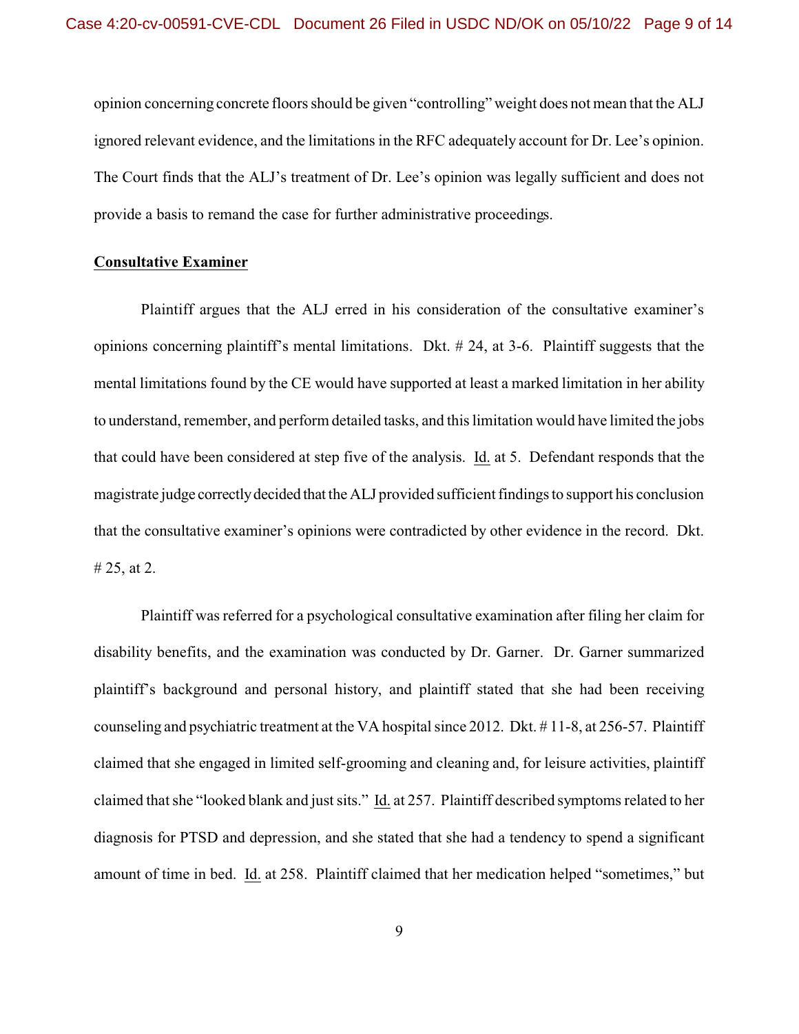opinion concerning concrete floors should be given "controlling" weight does not mean that the ALJ ignored relevant evidence, and the limitations in the RFC adequately account for Dr. Lee's opinion. The Court finds that the ALJ's treatment of Dr. Lee's opinion was legally sufficient and does not provide a basis to remand the case for further administrative proceedings.

**Consultative Examiner**

Plaintiff argues that the ALJ erred in his consideration of the consultative examiner's opinions concerning plaintiff's mental limitations. Dkt. # 24, at 3-6. Plaintiff suggests that the mental limitations found by the CE would have supported at least a marked limitation in her ability to understand, remember, and perform detailed tasks, and this limitation would have limited the jobs that could have been considered at step five of the analysis. Id. at 5. Defendant responds that the magistrate judge correctly decided that the ALJ provided sufficient findings to support his conclusion that the consultative examiner's opinions were contradicted by other evidence in the record. Dkt. # 25, at 2.

Plaintiff was referred for a psychological consultative examination after filing her claim for disability benefits, and the examination was conducted by Dr. Garner. Dr. Garner summarized plaintiff's background and personal history, and plaintiff stated that she had been receiving counseling and psychiatric treatment at the VA hospital since 2012. Dkt. # 11-8, at 256-57. Plaintiff claimed that she engaged in limited self-grooming and cleaning and, for leisure activities, plaintiff claimed that she "looked blank and just sits." Id. at 257. Plaintiff described symptoms related to her diagnosis for PTSD and depression, and she stated that she had a tendency to spend a significant amount of time in bed. Id. at 258. Plaintiff claimed that her medication helped "sometimes," but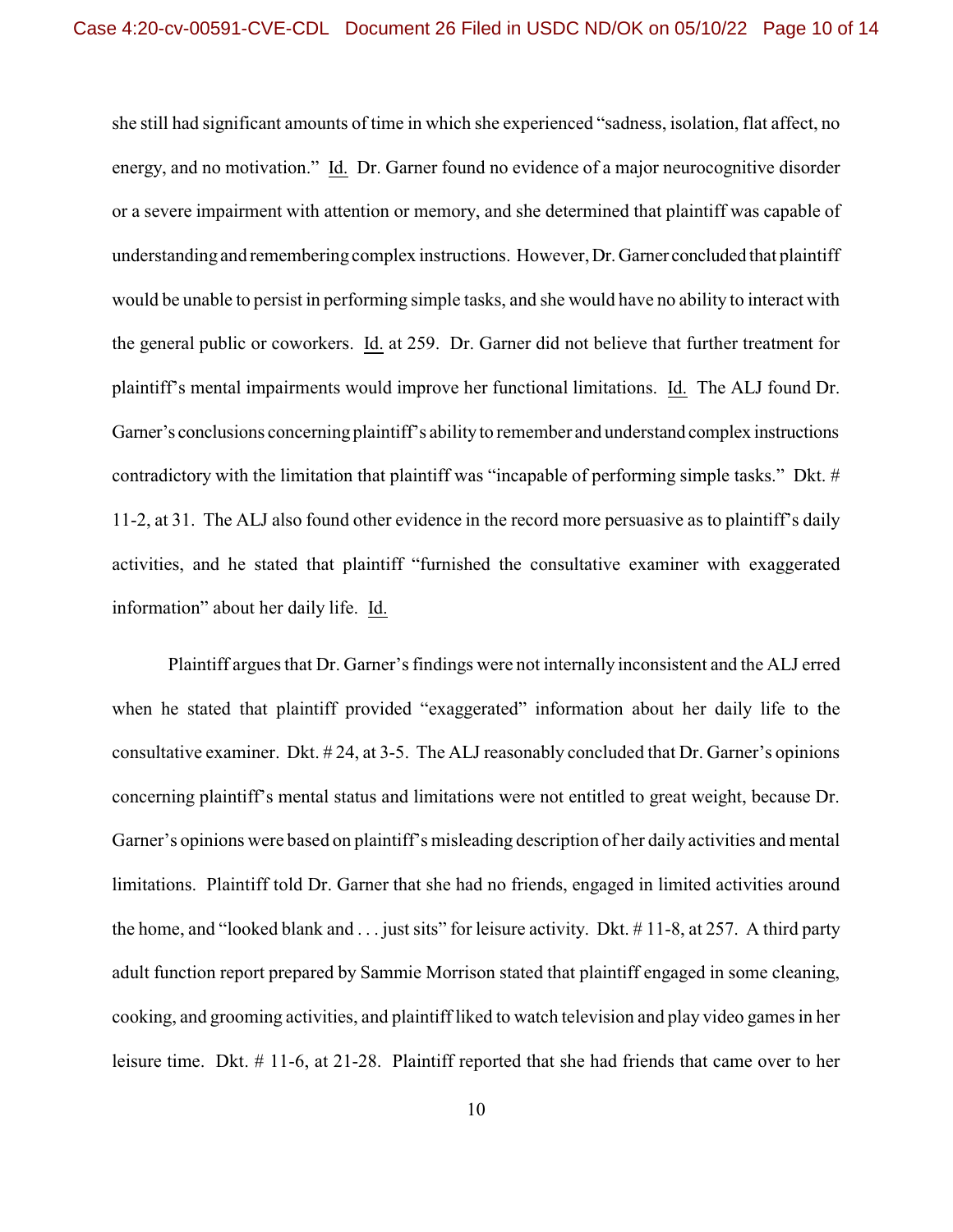she still had significant amounts of time in which she experienced "sadness, isolation, flat affect, no energy, and no motivation." Id. Dr. Garner found no evidence of a major neurocognitive disorder or a severe impairment with attention or memory, and she determined that plaintiff was capable of understanding and remembering complex instructions. However, Dr. Garner concluded that plaintiff would be unable to persist in performing simple tasks, and she would have no ability to interact with the general public or coworkers. Id. at 259. Dr. Garner did not believe that further treatment for plaintiff's mental impairments would improve her functional limitations. Id. The ALJ found Dr. Garner's conclusions concerning plaintiff's ability to remember and understand complex instructions contradictory with the limitation that plaintiff was "incapable of performing simple tasks." Dkt. # 11-2, at 31. The ALJ also found other evidence in the record more persuasive as to plaintiff's daily activities, and he stated that plaintiff "furnished the consultative examiner with exaggerated information" about her daily life. Id.

Plaintiff argues that Dr. Garner's findings were not internally inconsistent and the ALJ erred when he stated that plaintiff provided "exaggerated" information about her daily life to the consultative examiner. Dkt. # 24, at 3-5. The ALJ reasonably concluded that Dr. Garner's opinions concerning plaintiff's mental status and limitations were not entitled to great weight, because Dr. Garner's opinions were based on plaintiff's misleading description of her daily activities and mental limitations. Plaintiff told Dr. Garner that she had no friends, engaged in limited activities around the home, and "looked blank and . . . just sits" for leisure activity. Dkt. # 11-8, at 257. A third party adult function report prepared by Sammie Morrison stated that plaintiff engaged in some cleaning, cooking, and grooming activities, and plaintiff liked to watch television and play video games in her leisure time. Dkt. # 11-6, at 21-28. Plaintiff reported that she had friends that came over to her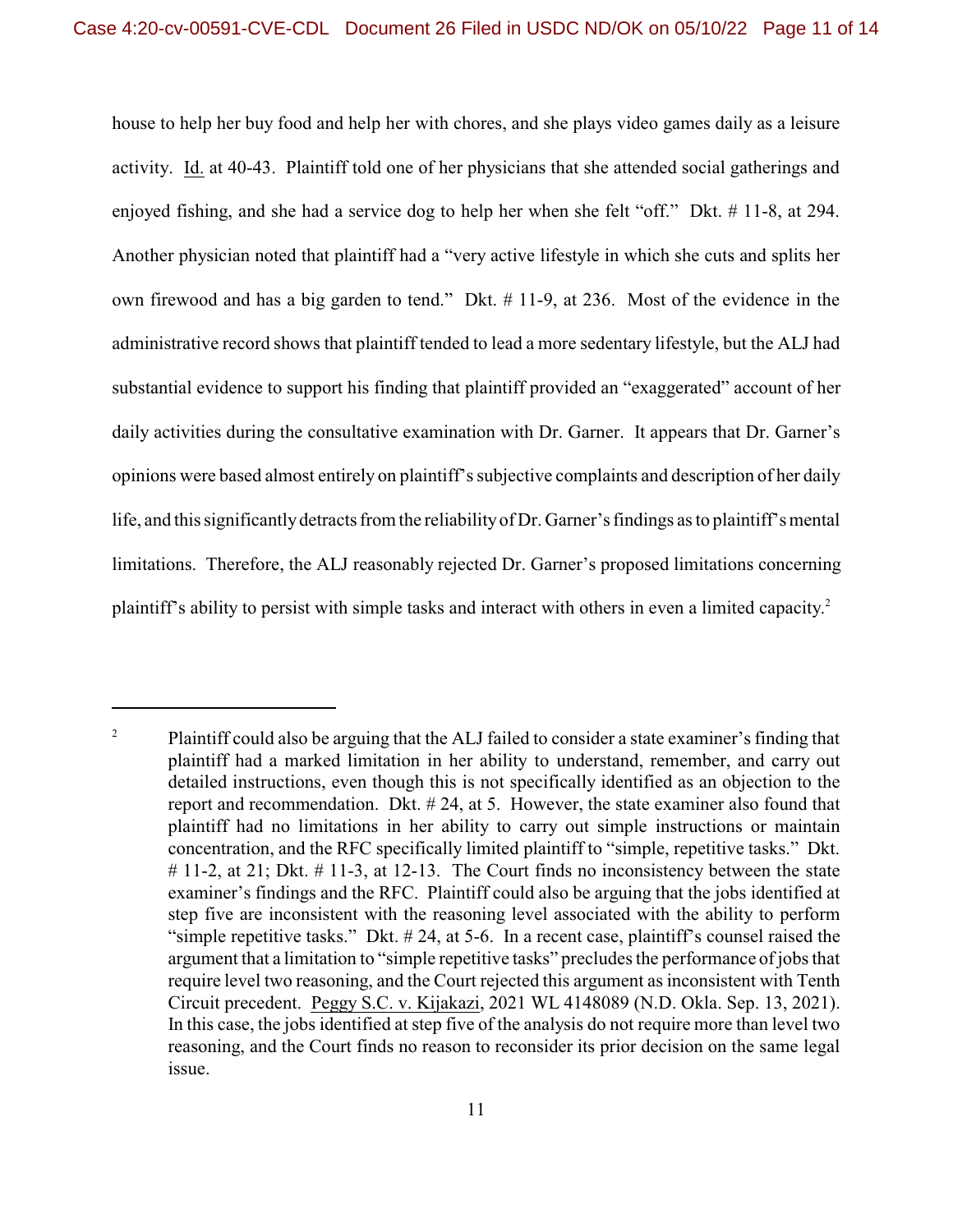house to help her buy food and help her with chores, and she plays video games daily as a leisure activity. Id. at 40-43. Plaintiff told one of her physicians that she attended social gatherings and enjoyed fishing, and she had a service dog to help her when she felt "off." Dkt. # 11-8, at 294. Another physician noted that plaintiff had a "very active lifestyle in which she cuts and splits her own firewood and has a big garden to tend." Dkt. # 11-9, at 236. Most of the evidence in the administrative record shows that plaintiff tended to lead a more sedentary lifestyle, but the ALJ had substantial evidence to support his finding that plaintiff provided an "exaggerated" account of her daily activities during the consultative examination with Dr. Garner. It appears that Dr. Garner's opinions were based almost entirely on plaintiff's subjective complaints and description of her daily life, and this significantly detracts from the reliability of Dr. Garner's findings as to plaintiff's mental limitations. Therefore, the ALJ reasonably rejected Dr. Garner's proposed limitations concerning plaintiff's ability to persist with simple tasks and interact with others in even a limited capacity.[2]

---

[2] Plaintiff could also be arguing that the ALJ failed to consider a state examiner's finding that plaintiff had a marked limitation in her ability to understand, remember, and carry out detailed instructions, even though this is not specifically identified as an objection to the report and recommendation. Dkt. # 24, at 5. However, the state examiner also found that plaintiff had no limitations in her ability to carry out simple instructions or maintain concentration, and the RFC specifically limited plaintiff to "simple, repetitive tasks." Dkt. # 11-2, at 21; Dkt. # 11-3, at 12-13. The Court finds no inconsistency between the state examiner's findings and the RFC. Plaintiff could also be arguing that the jobs identified at step five are inconsistent with the reasoning level associated with the ability to perform "simple repetitive tasks." Dkt. # 24, at 5-6. In a recent case, plaintiff's counsel raised the argument that a limitation to "simple repetitive tasks" precludes the performance of jobs that require level two reasoning, and the Court rejected this argument as inconsistent with Tenth Circuit precedent. Peggy S.C. v. Kijakazi, 2021 WL 4148089 (N.D. Okla. Sep. 13, 2021). In this case, the jobs identified at step five of the analysis do not require more than level two reasoning, and the Court finds no reason to reconsider its prior decision on the same legal issue.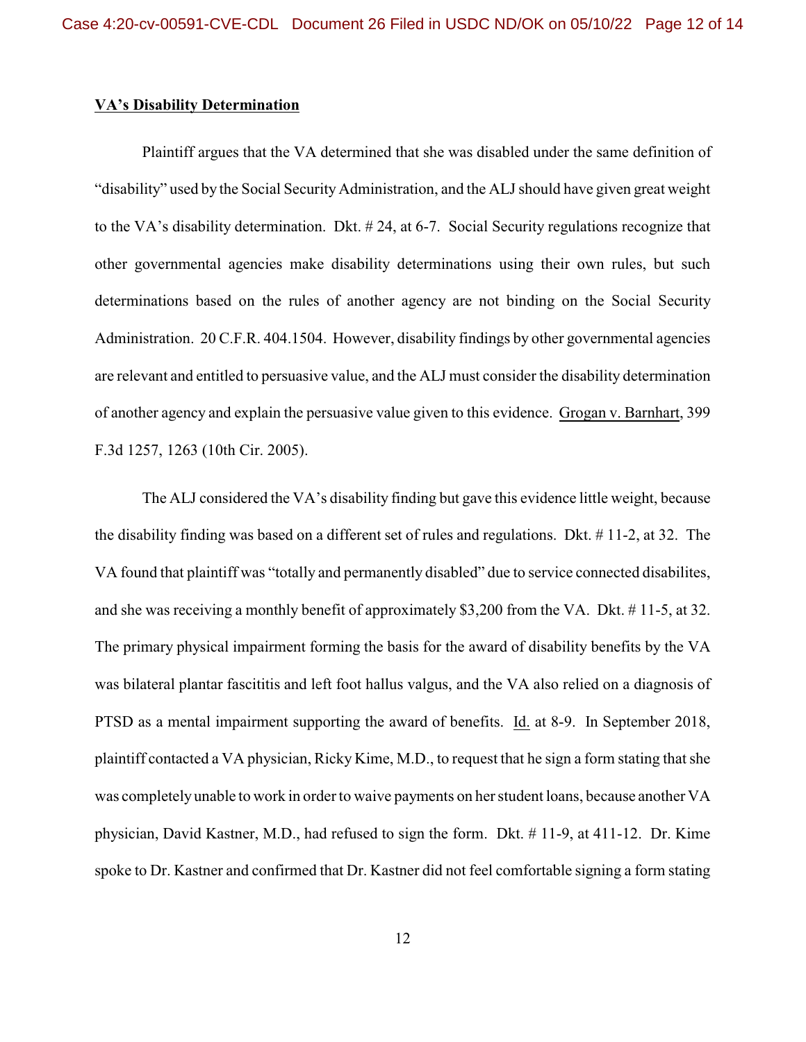**VA's Disability Determination**

Plaintiff argues that the VA determined that she was disabled under the same definition of "disability" used by the Social Security Administration, and the ALJ should have given great weight to the VA's disability determination. Dkt. # 24, at 6-7. Social Security regulations recognize that other governmental agencies make disability determinations using their own rules, but such determinations based on the rules of another agency are not binding on the Social Security Administration. 20 C.F.R. 404.1504. However, disability findings by other governmental agencies are relevant and entitled to persuasive value, and the ALJ must consider the disability determination of another agency and explain the persuasive value given to this evidence. Grogan v. Barnhart, 399 F.3d 1257, 1263 (10th Cir. 2005).

The ALJ considered the VA's disability finding but gave this evidence little weight, because the disability finding was based on a different set of rules and regulations. Dkt. # 11-2, at 32. The VA found that plaintiff was "totally and permanently disabled" due to service connected disabilites, and she was receiving a monthly benefit of approximately $3,200 from the VA. Dkt. # 11-5, at 32. The primary physical impairment forming the basis for the award of disability benefits by the VA was bilateral plantar fascitis and left foot hallus valgus, and the VA also relied on a diagnosis of PTSD as a mental impairment supporting the award of benefits. Id. at 8-9. In September 2018, plaintiff contacted a VA physician, Ricky Kime, M.D., to request that he sign a form stating that she was completely unable to work in order to waive payments on her student loans, because another VA physician, David Kastner, M.D., had refused to sign the form. Dkt. # 11-9, at 411-12. Dr. Kime spoke to Dr. Kastner and confirmed that Dr. Kastner did not feel comfortable signing a form stating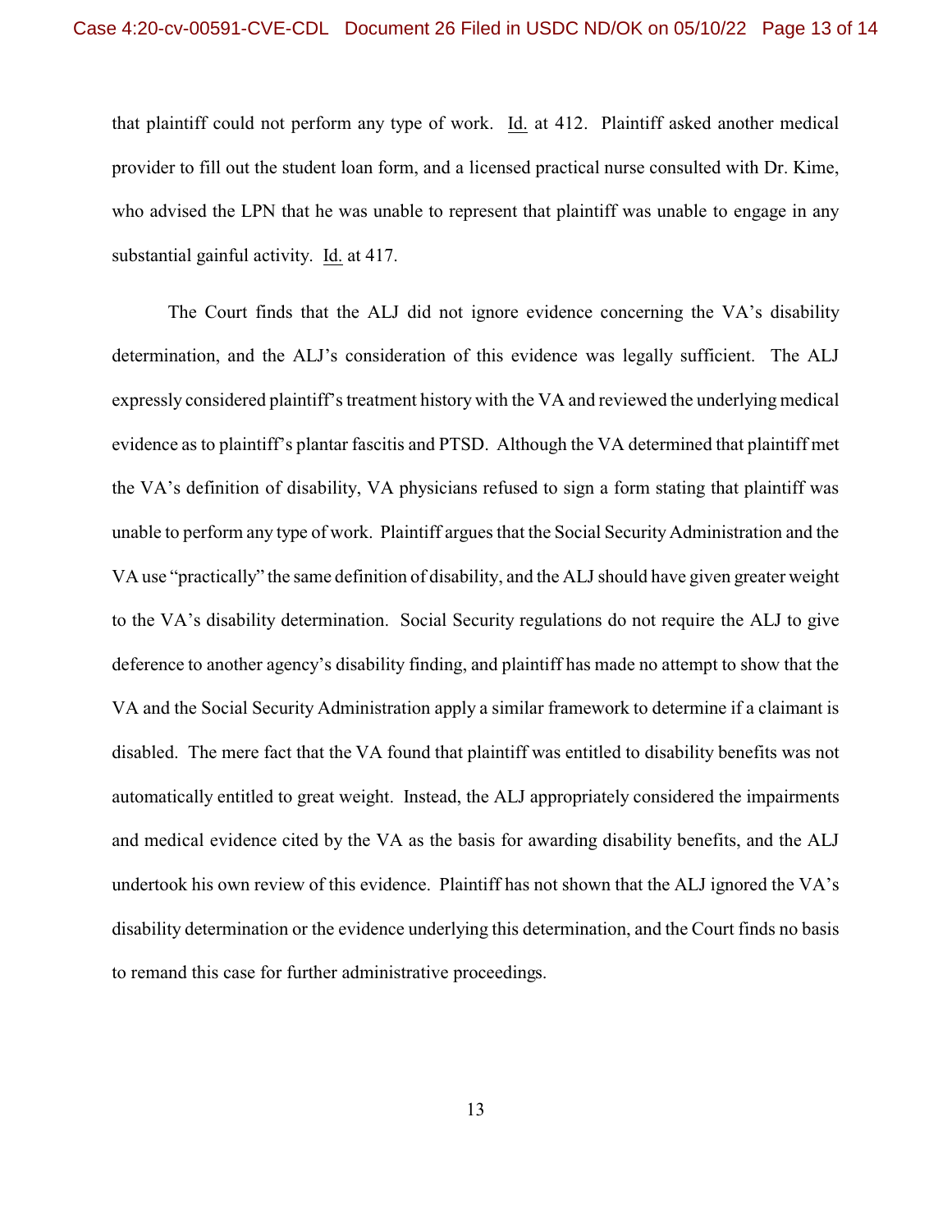that plaintiff could not perform any type of work. Id. at 412. Plaintiff asked another medical provider to fill out the student loan form, and a licensed practical nurse consulted with Dr. Kime, who advised the LPN that he was unable to represent that plaintiff was unable to engage in any substantial gainful activity. Id. at 417.

The Court finds that the ALJ did not ignore evidence concerning the VA's disability determination, and the ALJ's consideration of this evidence was legally sufficient. The ALJ expressly considered plaintiff's treatment history with the VA and reviewed the underlying medical evidence as to plaintiff's plantar fascitis and PTSD. Although the VA determined that plaintiff met the VA's definition of disability, VA physicians refused to sign a form stating that plaintiff was unable to perform any type of work. Plaintiff argues that the Social Security Administration and the VA use "practically" the same definition of disability, and the ALJ should have given greater weight to the VA's disability determination. Social Security regulations do not require the ALJ to give deference to another agency's disability finding, and plaintiff has made no attempt to show that the VA and the Social Security Administration apply a similar framework to determine if a claimant is disabled. The mere fact that the VA found that plaintiff was entitled to disability benefits was not automatically entitled to great weight. Instead, the ALJ appropriately considered the impairments and medical evidence cited by the VA as the basis for awarding disability benefits, and the ALJ undertook his own review of this evidence. Plaintiff has not shown that the ALJ ignored the VA's disability determination or the evidence underlying this determination, and the Court finds no basis to remand this case for further administrative proceedings.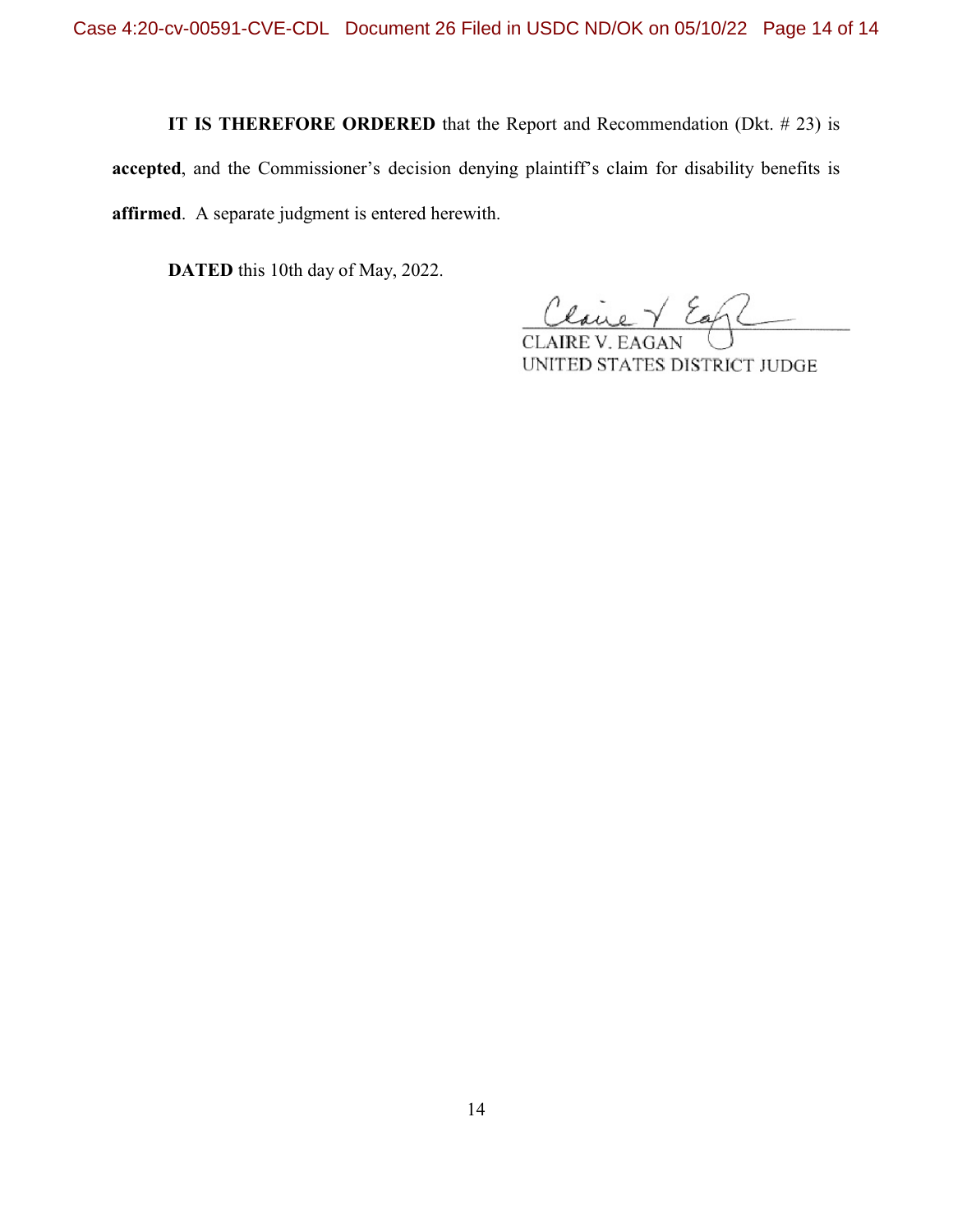**IT IS THEREFORE ORDERED** that the Report and Recommendation (Dkt. # 23) is **accepted**, and the Commissioner's decision denying plaintiff's claim for disability benefits is **affirmed**. A separate judgment is entered herewith.

**DATED** this 10th day of May, 2022.

CLAIRE V. EAGAN
UNITED STATES DISTRICT JUDGE